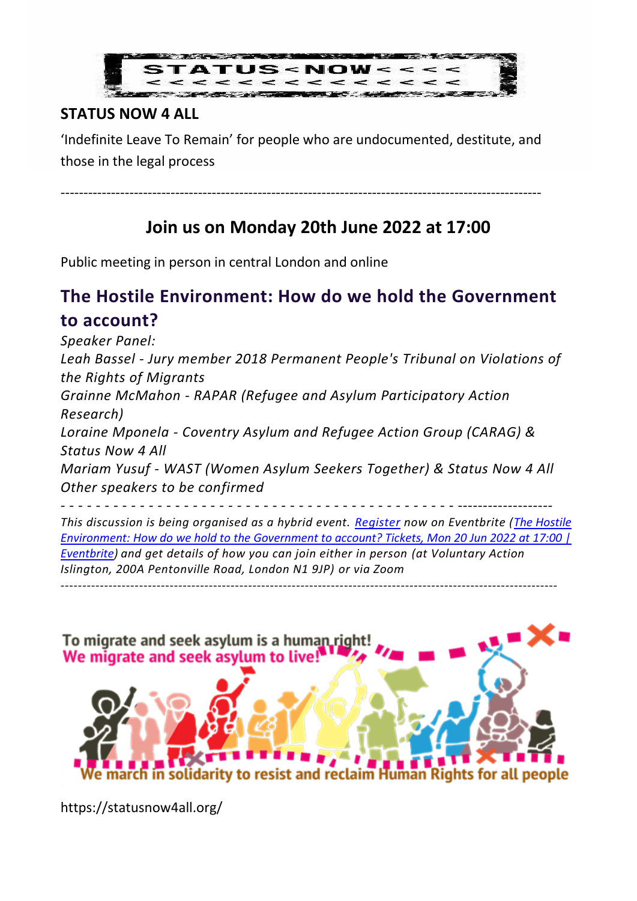STATUS < NOW < < < <

**STATUS NOW 4 ALL**

'Indefinite Leave To Remain' for people who are undocumented, destitute, and those in the legal process

---

## Join us on Monday 20th June 2022 at 17:00

Public meeting in person in central London and online

## The Hostile Environment: How do we hold the Government to account?

*Speaker Panel:*
*Leah Bassel - Jury member 2018 Permanent People's Tribunal on Violations of the Rights of Migrants*
*Grainne McMahon - RAPAR (Refugee and Asylum Participatory Action Research)*
*Loraine Mponela - Coventry Asylum and Refugee Action Group (CARAG) & Status Now 4 All*
*Mariam Yusuf - WAST (Women Asylum Seekers Together) & Status Now 4 All*
*Other speakers to be confirmed*

---

*This discussion is being organised as a hybrid event. Register now on Eventbrite (The Hostile Environment: How do we hold to the Government to account? Tickets, Mon 20 Jun 2022 at 17:00 | Eventbrite) and get details of how you can join either in person (at Voluntary Action Islington, 200A Pentonville Road, London N1 9JP) or via Zoom*

---

To migrate and seek asylum is a human right!
We migrate and seek asylum to live!

We march in solidarity to resist and reclaim Human Rights for all people

https://statusnow4all.org/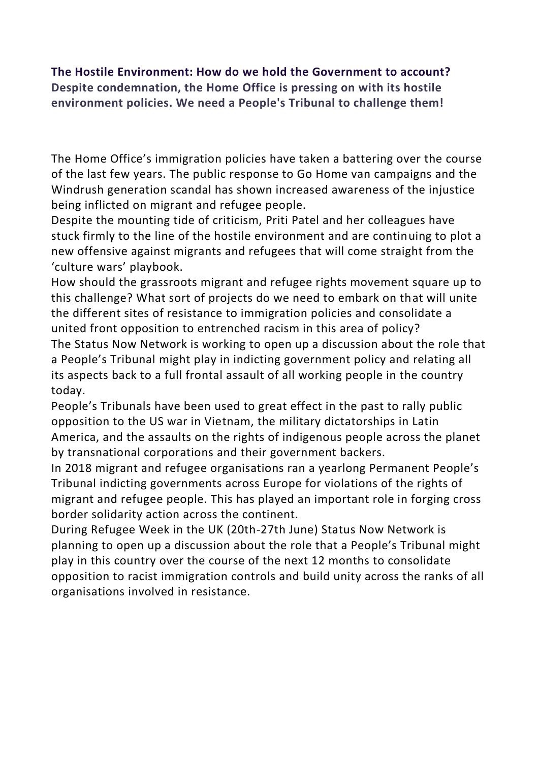**The Hostile Environment: How do we hold the Government to account?**

**Despite condemnation, the Home Office is pressing on with its hostile environment policies. We need a People's Tribunal to challenge them!**

The Home Office's immigration policies have taken a battering over the course of the last few years. The public response to Go Home van campaigns and the Windrush generation scandal has shown increased awareness of the injustice being inflicted on migrant and refugee people.

Despite the mounting tide of criticism, Priti Patel and her colleagues have stuck firmly to the line of the hostile environment and are continuing to plot a new offensive against migrants and refugees that will come straight from the 'culture wars' playbook.

How should the grassroots migrant and refugee rights movement square up to this challenge? What sort of projects do we need to embark on that will unite the different sites of resistance to immigration policies and consolidate a united front opposition to entrenched racism in this area of policy?

The Status Now Network is working to open up a discussion about the role that a People's Tribunal might play in indicting government policy and relating all its aspects back to a full frontal assault of all working people in the country today.

People's Tribunals have been used to great effect in the past to rally public opposition to the US war in Vietnam, the military dictatorships in Latin America, and the assaults on the rights of indigenous people across the planet by transnational corporations and their government backers.

In 2018 migrant and refugee organisations ran a yearlong Permanent People's Tribunal indicting governments across Europe for violations of the rights of migrant and refugee people. This has played an important role in forging cross border solidarity action across the continent.

During Refugee Week in the UK (20th-27th June) Status Now Network is planning to open up a discussion about the role that a People's Tribunal might play in this country over the course of the next 12 months to consolidate opposition to racist immigration controls and build unity across the ranks of all organisations involved in resistance.